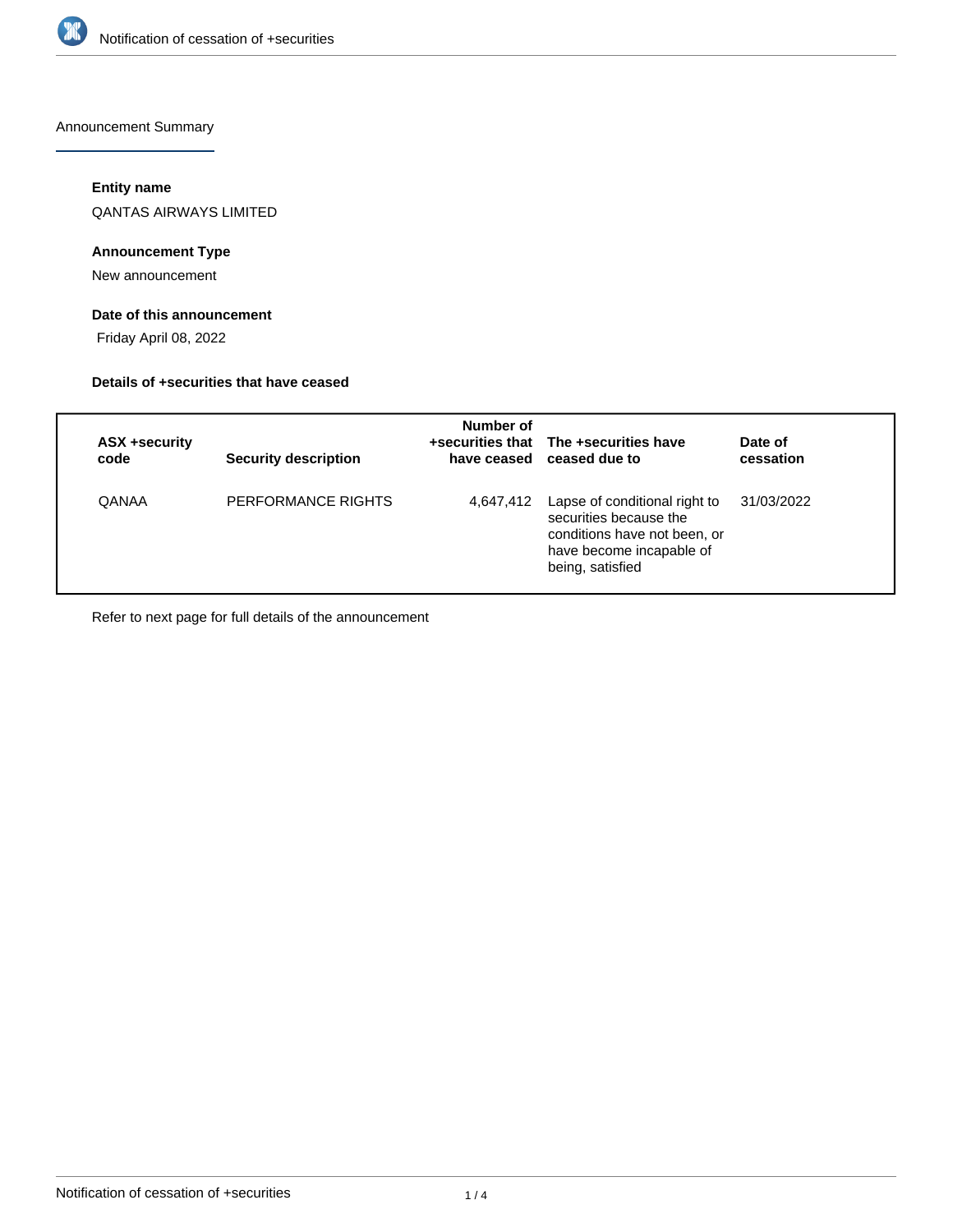Announcement Summary

**Entity name**

QANTAS AIRWAYS LIMITED

**Announcement Type**

New announcement

**Date of this announcement**

Friday April 08, 2022

**Details of +securities that have ceased**

| ASX +security code | Security description | Number of +securities that have ceased | The +securities have ceased due to | Date of cessation |
|---|---|---|---|---|
| QANAA | PERFORMANCE RIGHTS | 4,647,412 | Lapse of conditional right to securities because the conditions have not been, or have become incapable of being, satisfied | 31/03/2022 |

Refer to next page for full details of the announcement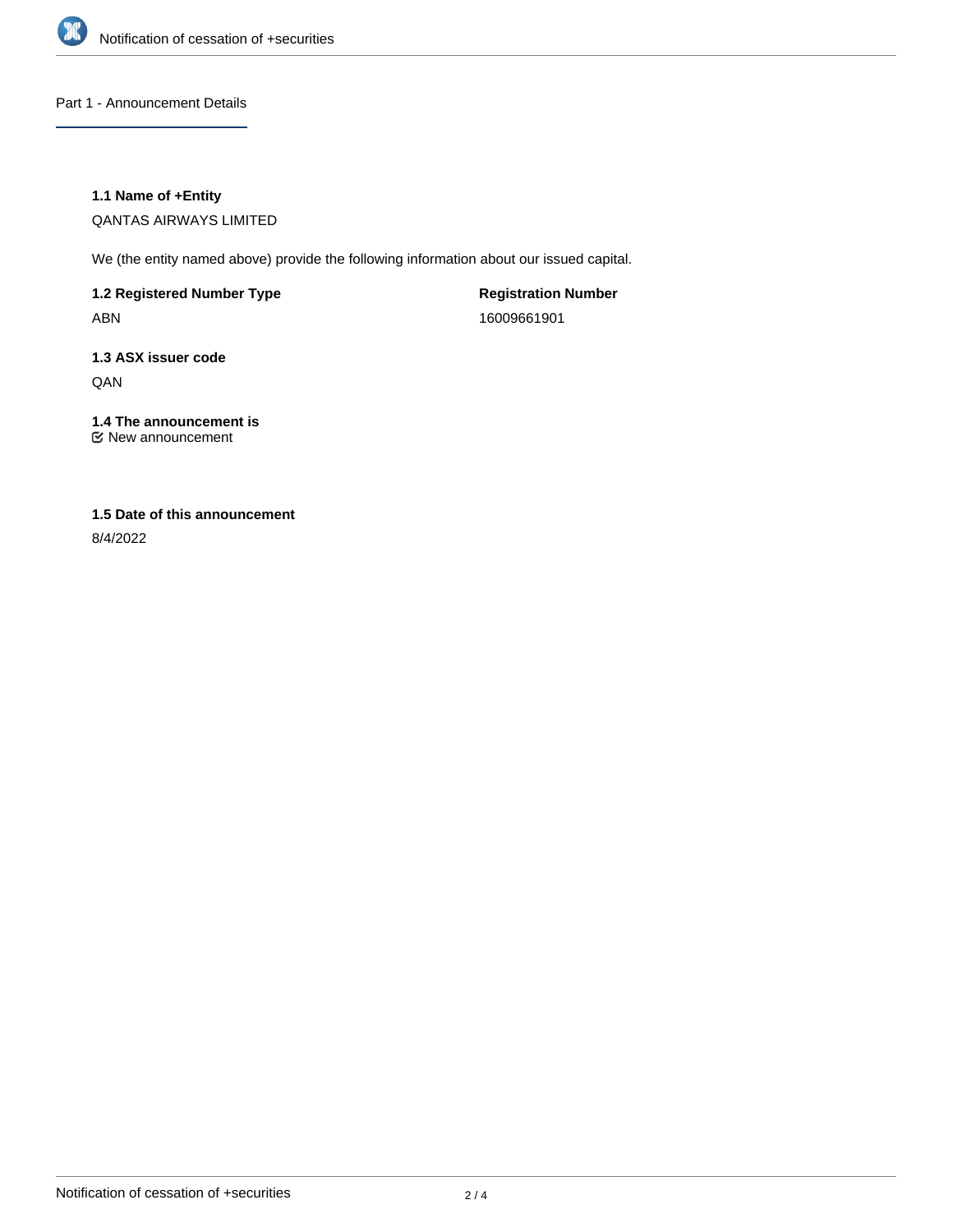## Part 1 - Announcement Details

### 1.1 Name of +Entity

QANTAS AIRWAYS LIMITED

We (the entity named above) provide the following information about our issued capital.

**1.2 Registered Number Type**

ABN

**Registration Number**

16009661901

### 1.3 ASX issuer code

QAN

### 1.4 The announcement is

☑ New announcement

### 1.5 Date of this announcement

8/4/2022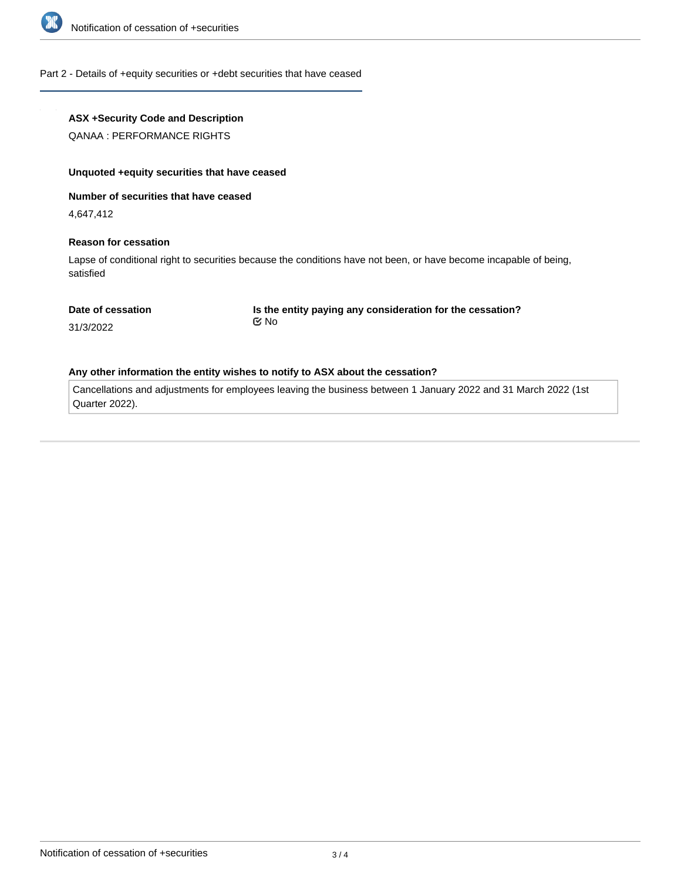## Part 2 - Details of +equity securities or +debt securities that have ceased

**ASX +Security Code and Description**

QANAA : PERFORMANCE RIGHTS

**Unquoted +equity securities that have ceased**

**Number of securities that have ceased**

4,647,412

**Reason for cessation**

Lapse of conditional right to securities because the conditions have not been, or have become incapable of being, satisfied

**Date of cessation**

31/3/2022

**Is the entity paying any consideration for the cessation?**

☑ No

**Any other information the entity wishes to notify to ASX about the cessation?**

Cancellations and adjustments for employees leaving the business between 1 January 2022 and 31 March 2022 (1st Quarter 2022).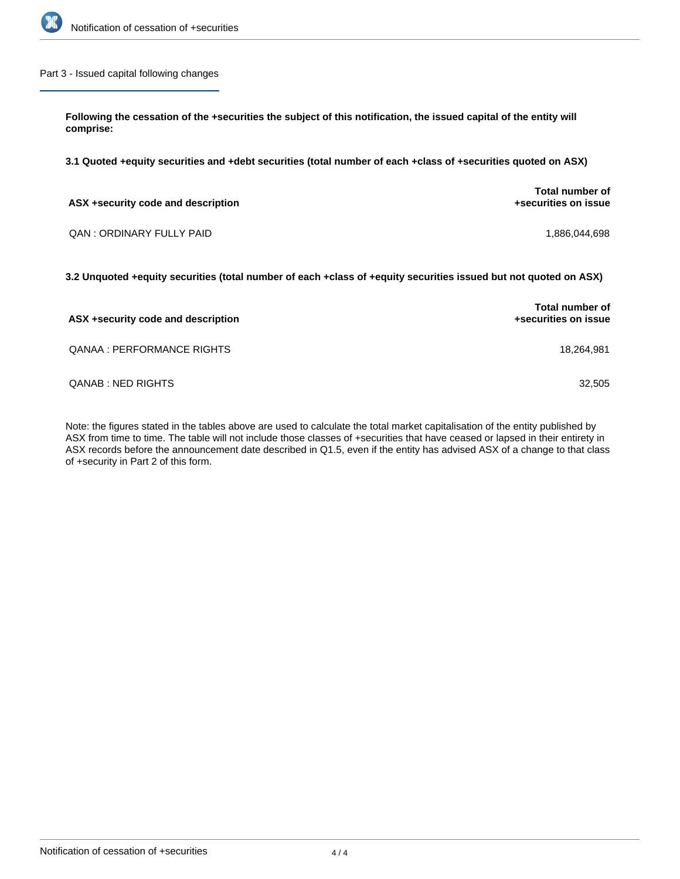## Part 3 - Issued capital following changes

**Following the cessation of the +securities the subject of this notification, the issued capital of the entity will comprise:**

**3.1 Quoted +equity securities and +debt securities (total number of each +class of +securities quoted on ASX)**

| ASX +security code and description | Total number of +securities on issue |
|---|---|
| QAN : ORDINARY FULLY PAID | 1,886,044,698 |

**3.2 Unquoted +equity securities (total number of each +class of +equity securities issued but not quoted on ASX)**

| ASX +security code and description | Total number of +securities on issue |
|---|---|
| QANAA : PERFORMANCE RIGHTS | 18,264,981 |
| QANAB : NED RIGHTS | 32,505 |

Note: the figures stated in the tables above are used to calculate the total market capitalisation of the entity published by ASX from time to time. The table will not include those classes of +securities that have ceased or lapsed in their entirety in ASX records before the announcement date described in Q1.5, even if the entity has advised ASX of a change to that class of +security in Part 2 of this form.